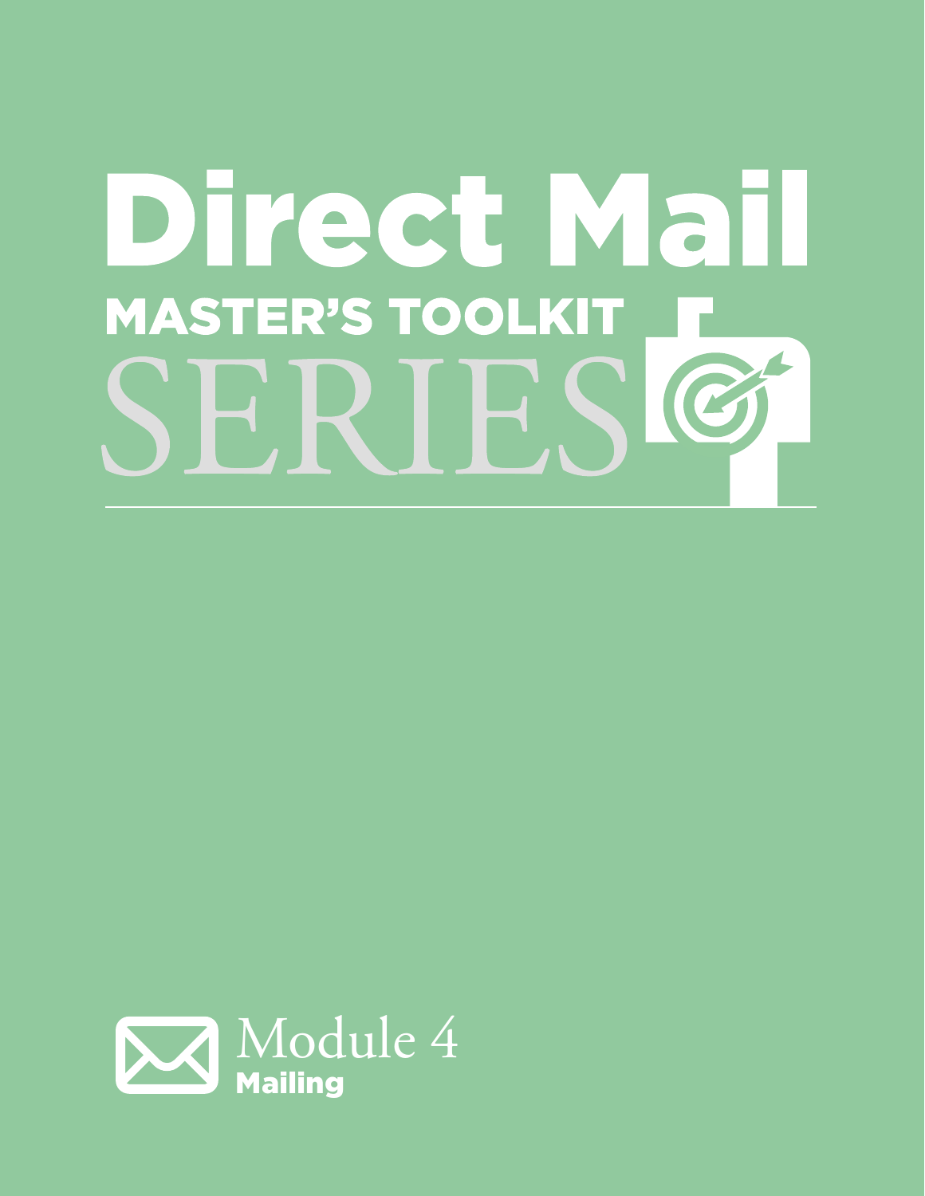# Direct Mail

## MASTER'S TOOLKIT SERIES

Module 4

**Mailing**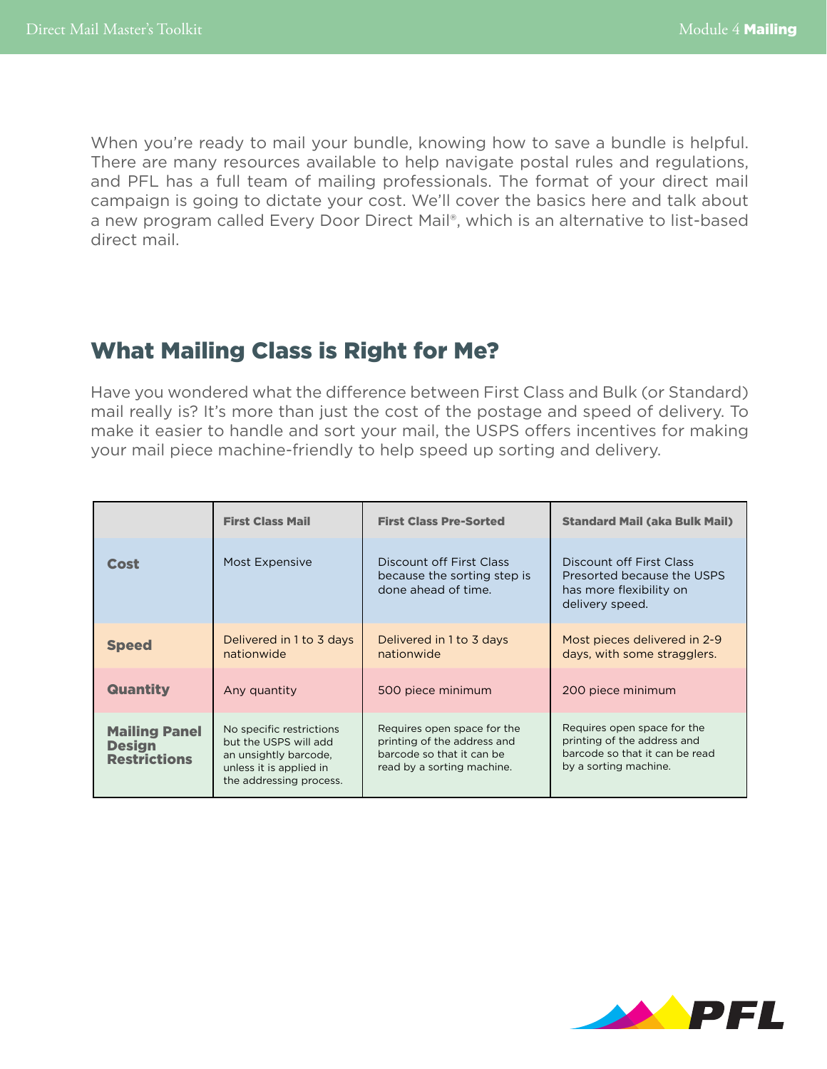When you're ready to mail your bundle, knowing how to save a bundle is helpful. There are many resources available to help navigate postal rules and regulations, and PFL has a full team of mailing professionals. The format of your direct mail campaign is going to dictate your cost. We'll cover the basics here and talk about a new program called Every Door Direct Mail®, which is an alternative to list-based direct mail.

## What Mailing Class is Right for Me?

Have you wondered what the difference between First Class and Bulk (or Standard) mail really is? It's more than just the cost of the postage and speed of delivery. To make it easier to handle and sort your mail, the USPS offers incentives for making your mail piece machine-friendly to help speed up sorting and delivery.

| | First Class Mail | First Class Pre-Sorted | Standard Mail (aka Bulk Mail) |
|---|---|---|---|
| **Cost** | Most Expensive | Discount off First Class because the sorting step is done ahead of time. | Discount off First Class Presorted because the USPS has more flexibility on delivery speed. |
| **Speed** | Delivered in 1 to 3 days nationwide | Delivered in 1 to 3 days nationwide | Most pieces delivered in 2-9 days, with some stragglers. |
| **Quantity** | Any quantity | 500 piece minimum | 200 piece minimum |
| **Mailing Panel Design Restrictions** | No specific restrictions but the USPS will add an unsightly barcode, unless it is applied in the addressing process. | Requires open space for the printing of the address and barcode so that it can be read by a sorting machine. | Requires open space for the printing of the address and barcode so that it can be read by a sorting machine. |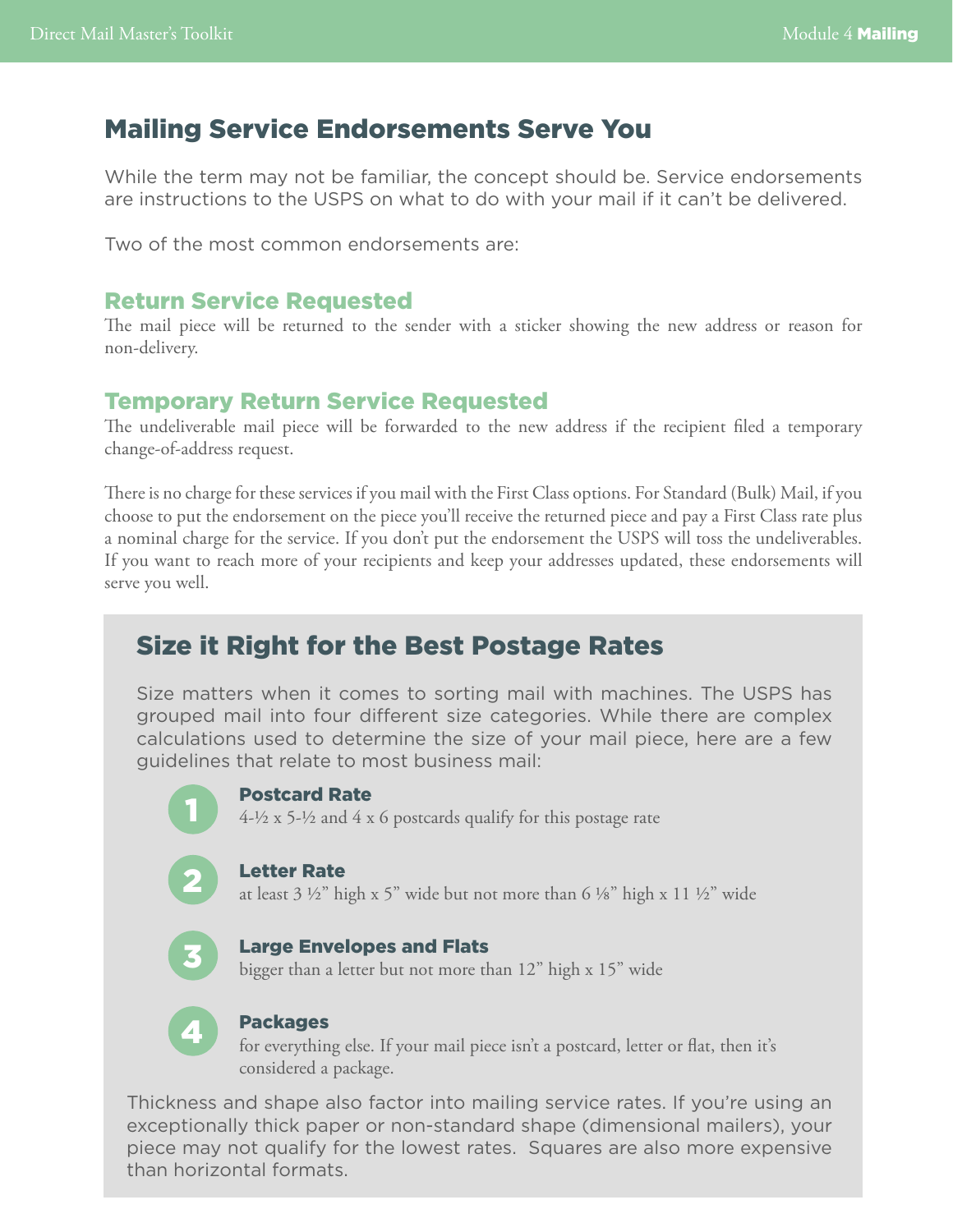## Mailing Service Endorsements Serve You

While the term may not be familiar, the concept should be. Service endorsements are instructions to the USPS on what to do with your mail if it can't be delivered.

Two of the most common endorsements are:

### Return Service Requested

The mail piece will be returned to the sender with a sticker showing the new address or reason for non-delivery.

### Temporary Return Service Requested

The undeliverable mail piece will be forwarded to the new address if the recipient filed a temporary change-of-address request.

There is no charge for these services if you mail with the First Class options. For Standard (Bulk) Mail, if you choose to put the endorsement on the piece you'll receive the returned piece and pay a First Class rate plus a nominal charge for the service. If you don't put the endorsement the USPS will toss the undeliverables. If you want to reach more of your recipients and keep your addresses updated, these endorsements will serve you well.

## Size it Right for the Best Postage Rates

Size matters when it comes to sorting mail with machines. The USPS has grouped mail into four different size categories. While there are complex calculations used to determine the size of your mail piece, here are a few guidelines that relate to most business mail:

1. **Postcard Rate**
   4-½ x 5-½ and 4 x 6 postcards qualify for this postage rate

2. **Letter Rate**
   at least 3 ½" high x 5" wide but not more than 6 ⅛" high x 11 ½" wide

3. **Large Envelopes and Flats**
   bigger than a letter but not more than 12" high x 15" wide

4. **Packages**
   for everything else. If your mail piece isn't a postcard, letter or flat, then it's considered a package.

Thickness and shape also factor into mailing service rates. If you're using an exceptionally thick paper or non-standard shape (dimensional mailers), your piece may not qualify for the lowest rates. Squares are also more expensive than horizontal formats.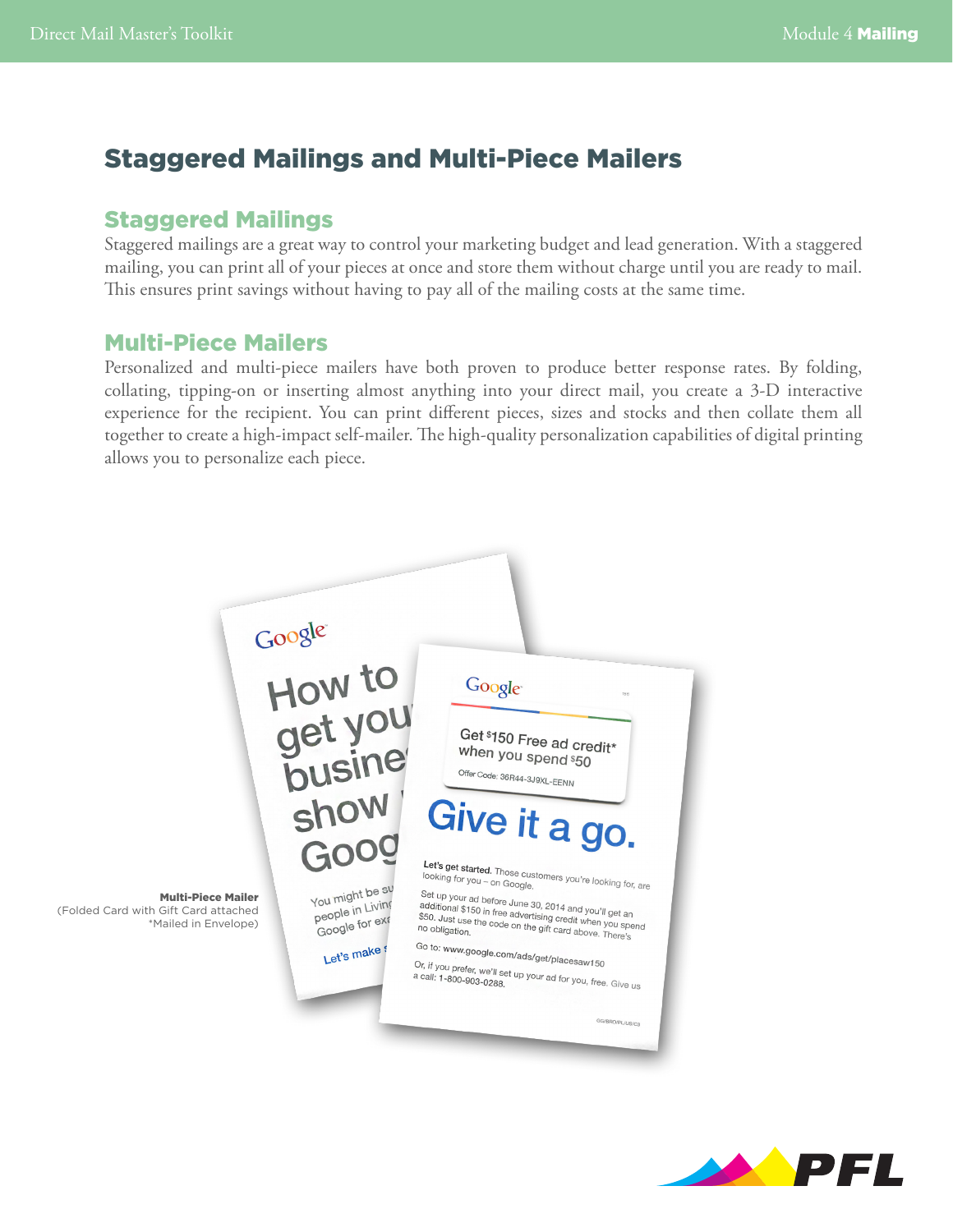## Staggered Mailings and Multi-Piece Mailers

### Staggered Mailings

Staggered mailings are a great way to control your marketing budget and lead generation. With a staggered mailing, you can print all of your pieces at once and store them without charge until you are ready to mail. This ensures print savings without having to pay all of the mailing costs at the same time.

### Multi-Piece Mailers

Personalized and multi-piece mailers have both proven to produce better response rates. By folding, collating, tipping-on or inserting almost anything into your direct mail, you create a 3-D interactive experience for the recipient. You can print different pieces, sizes and stocks and then collate them all together to create a high-impact self-mailer. The high-quality personalization capabilities of digital printing allows you to personalize each piece.

**Multi-Piece Mailer**
(Folded Card with Gift Card attached
*Mailed in Envelope)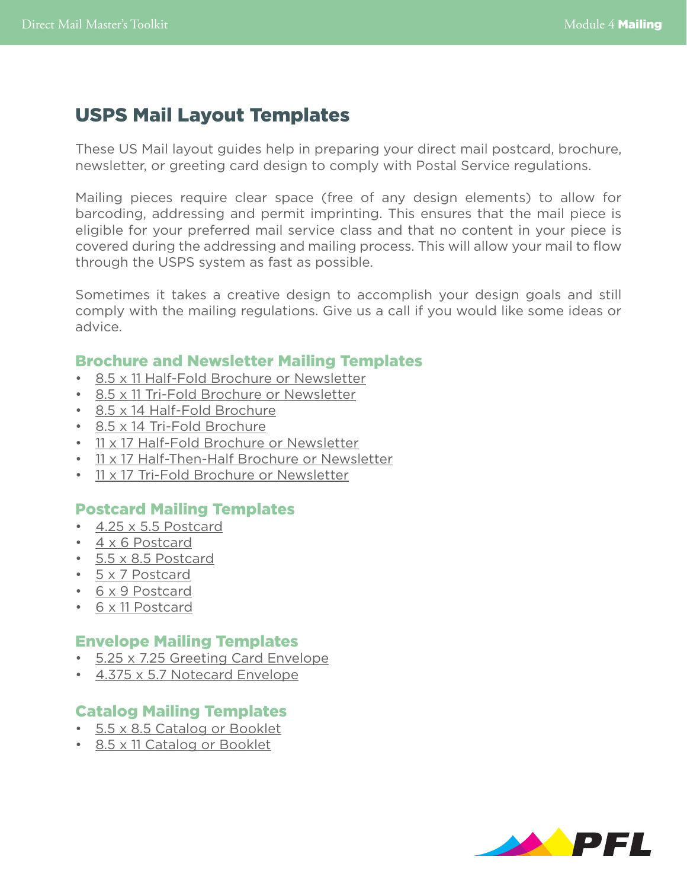# USPS Mail Layout Templates

These US Mail layout guides help in preparing your direct mail postcard, brochure, newsletter, or greeting card design to comply with Postal Service regulations.

Mailing pieces require clear space (free of any design elements) to allow for barcoding, addressing and permit imprinting. This ensures that the mail piece is eligible for your preferred mail service class and that no content in your piece is covered during the addressing and mailing process. This will allow your mail to flow through the USPS system as fast as possible.

Sometimes it takes a creative design to accomplish your design goals and still comply with the mailing regulations. Give us a call if you would like some ideas or advice.

## Brochure and Newsletter Mailing Templates

- 8.5 x 11 Half-Fold Brochure or Newsletter
- 8.5 x 11 Tri-Fold Brochure or Newsletter
- 8.5 x 14 Half-Fold Brochure
- 8.5 x 14 Tri-Fold Brochure
- 11 x 17 Half-Fold Brochure or Newsletter
- 11 x 17 Half-Then-Half Brochure or Newsletter
- 11 x 17 Tri-Fold Brochure or Newsletter

## Postcard Mailing Templates

- 4.25 x 5.5 Postcard
- 4 x 6 Postcard
- 5.5 x 8.5 Postcard
- 5 x 7 Postcard
- 6 x 9 Postcard
- 6 x 11 Postcard

## Envelope Mailing Templates

- 5.25 x 7.25 Greeting Card Envelope
- 4.375 x 5.7 Notecard Envelope

## Catalog Mailing Templates

- 5.5 x 8.5 Catalog or Booklet
- 8.5 x 11 Catalog or Booklet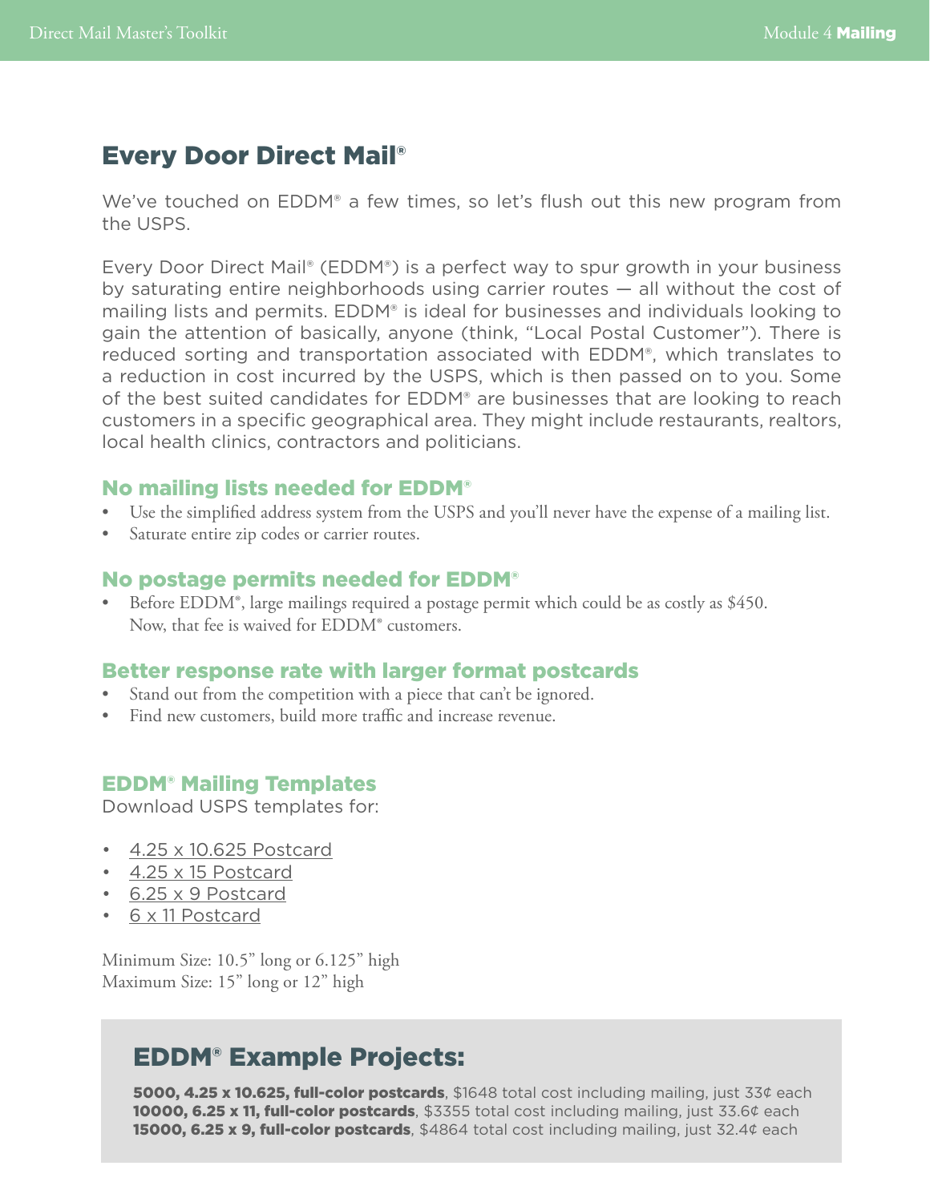# Every Door Direct Mail®

We've touched on EDDM® a few times, so let's flush out this new program from the USPS.

Every Door Direct Mail® (EDDM®) is a perfect way to spur growth in your business by saturating entire neighborhoods using carrier routes — all without the cost of mailing lists and permits. EDDM® is ideal for businesses and individuals looking to gain the attention of basically, anyone (think, "Local Postal Customer"). There is reduced sorting and transportation associated with EDDM®, which translates to a reduction in cost incurred by the USPS, which is then passed on to you. Some of the best suited candidates for EDDM® are businesses that are looking to reach customers in a specific geographical area. They might include restaurants, realtors, local health clinics, contractors and politicians.

### No mailing lists needed for EDDM®

- Use the simplified address system from the USPS and you'll never have the expense of a mailing list.
- Saturate entire zip codes or carrier routes.

### No postage permits needed for EDDM®

- Before EDDM®, large mailings required a postage permit which could be as costly as $450. Now, that fee is waived for EDDM® customers.

### Better response rate with larger format postcards

- Stand out from the competition with a piece that can't be ignored.
- Find new customers, build more traffic and increase revenue.

### EDDM® Mailing Templates

Download USPS templates for:

- 4.25 x 10.625 Postcard
- 4.25 x 15 Postcard
- 6.25 x 9 Postcard
- 6 x 11 Postcard

Minimum Size: 10.5" long or 6.125" high
Maximum Size: 15" long or 12" high

## EDDM® Example Projects:

**5000, 4.25 x 10.625, full-color postcards**, $1648 total cost including mailing, just 33¢ each
**10000, 6.25 x 11, full-color postcards**, $3355 total cost including mailing, just 33.6¢ each
**15000, 6.25 x 9, full-color postcards**, $4864 total cost including mailing, just 32.4¢ each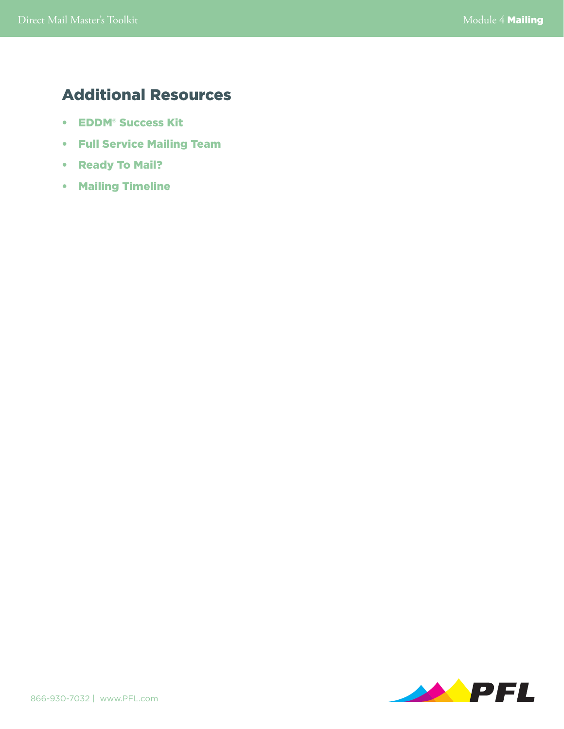## Additional Resources

- **EDDM® Success Kit**
- **Full Service Mailing Team**
- **Ready To Mail?**
- **Mailing Timeline**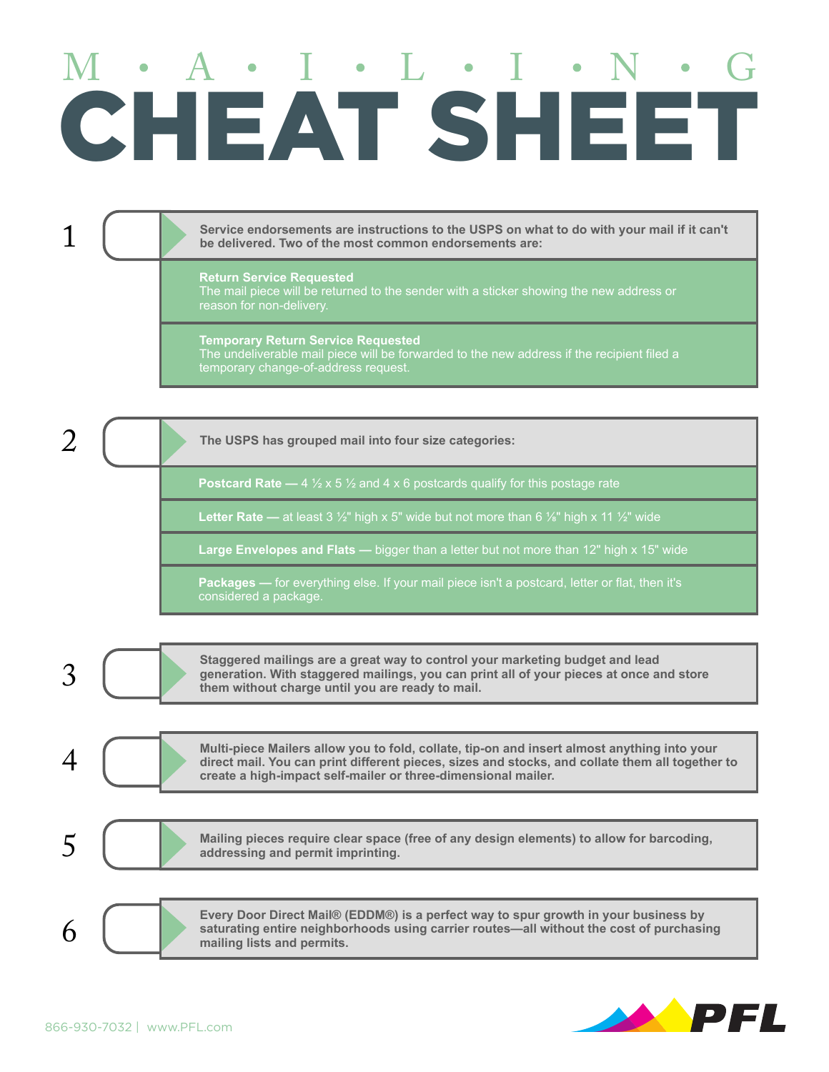# M · A · I · L · I · N · G CHEAT SHEET

1

**Service endorsements are instructions to the USPS on what to do with your mail if it can't be delivered. Two of the most common endorsements are:**

**Return Service Requested**
The mail piece will be returned to the sender with a sticker showing the new address or reason for non-delivery.

**Temporary Return Service Requested**
The undeliverable mail piece will be forwarded to the new address if the recipient filed a temporary change-of-address request.

2

**The USPS has grouped mail into four size categories:**

**Postcard Rate —** 4 ½ x 5 ½ and 4 x 6 postcards qualify for this postage rate

**Letter Rate —** at least 3 ½" high x 5" wide but not more than 6 ⅛" high x 11 ½" wide

**Large Envelopes and Flats —** bigger than a letter but not more than 12" high x 15" wide

**Packages —** for everything else. If your mail piece isn't a postcard, letter or flat, then it's considered a package.

3

**Staggered mailings are a great way to control your marketing budget and lead generation. With staggered mailings, you can print all of your pieces at once and store them without charge until you are ready to mail.**

4

**Multi-piece Mailers allow you to fold, collate, tip-on and insert almost anything into your direct mail. You can print different pieces, sizes and stocks, and collate them all together to create a high-impact self-mailer or three-dimensional mailer.**

5

**Mailing pieces require clear space (free of any design elements) to allow for barcoding, addressing and permit imprinting.**

6

**Every Door Direct Mail® (EDDM®) is a perfect way to spur growth in your business by saturating entire neighborhoods using carrier routes—all without the cost of purchasing mailing lists and permits.**

866-930-7032 | www.PFL.com

PFL